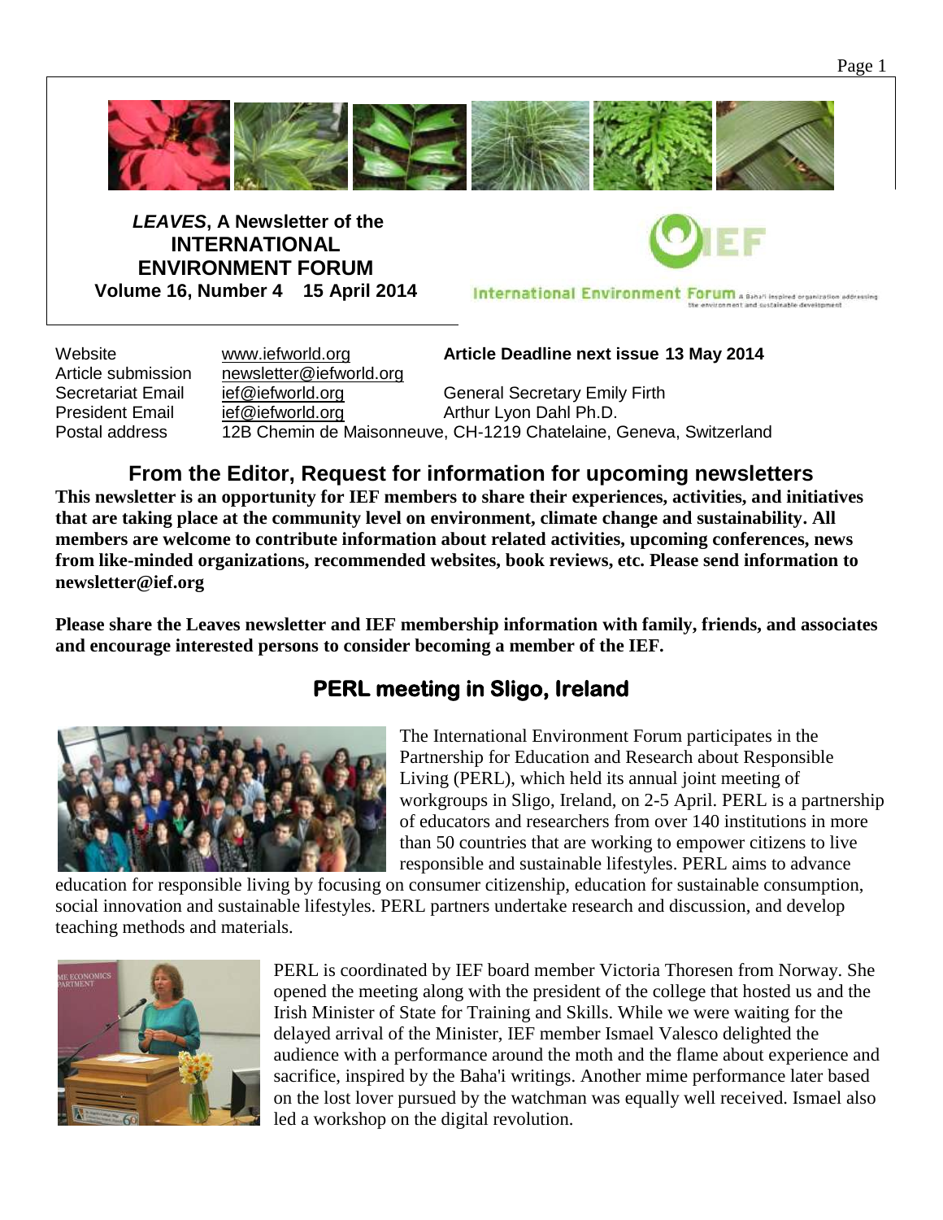***LEAVES*, A Newsletter of the**
**INTERNATIONAL ENVIRONMENT FORUM**
**Volume 16, Number 4 15 April 2014**

International Environment Forum A Baha'i inspired organization addressing the environment and sustainable development

| | | |
|---|---|---|
| Website | www.iefworld.org | **Article Deadline next issue 13 May 2014** |
| Article submission | newsletter@iefworld.org | |
| Secretariat Email | ief@iefworld.org | General Secretary Emily Firth |
| President Email | ief@iefworld.org | Arthur Lyon Dahl Ph.D. |
| Postal address | 12B Chemin de Maisonneuve, CH-1219 Chatelaine, Geneva, Switzerland | |

## From the Editor, Request for information for upcoming newsletters

**This newsletter is an opportunity for IEF members to share their experiences, activities, and initiatives that are taking place at the community level on environment, climate change and sustainability. All members are welcome to contribute information about related activities, upcoming conferences, news from like-minded organizations, recommended websites, book reviews, etc. Please send information to newsletter@ief.org**

**Please share the Leaves newsletter and IEF membership information with family, friends, and associates and encourage interested persons to consider becoming a member of the IEF.**

## PERL meeting in Sligo, Ireland

The International Environment Forum participates in the Partnership for Education and Research about Responsible Living (PERL), which held its annual joint meeting of workgroups in Sligo, Ireland, on 2-5 April. PERL is a partnership of educators and researchers from over 140 institutions in more than 50 countries that are working to empower citizens to live responsible and sustainable lifestyles. PERL aims to advance education for responsible living by focusing on consumer citizenship, education for sustainable consumption, social innovation and sustainable lifestyles. PERL partners undertake research and discussion, and develop teaching methods and materials.

PERL is coordinated by IEF board member Victoria Thoresen from Norway. She opened the meeting along with the president of the college that hosted us and the Irish Minister of State for Training and Skills. While we were waiting for the delayed arrival of the Minister, IEF member Ismael Valesco delighted the audience with a performance around the moth and the flame about experience and sacrifice, inspired by the Baha'i writings. Another mime performance later based on the lost lover pursued by the watchman was equally well received. Ismael also led a workshop on the digital revolution.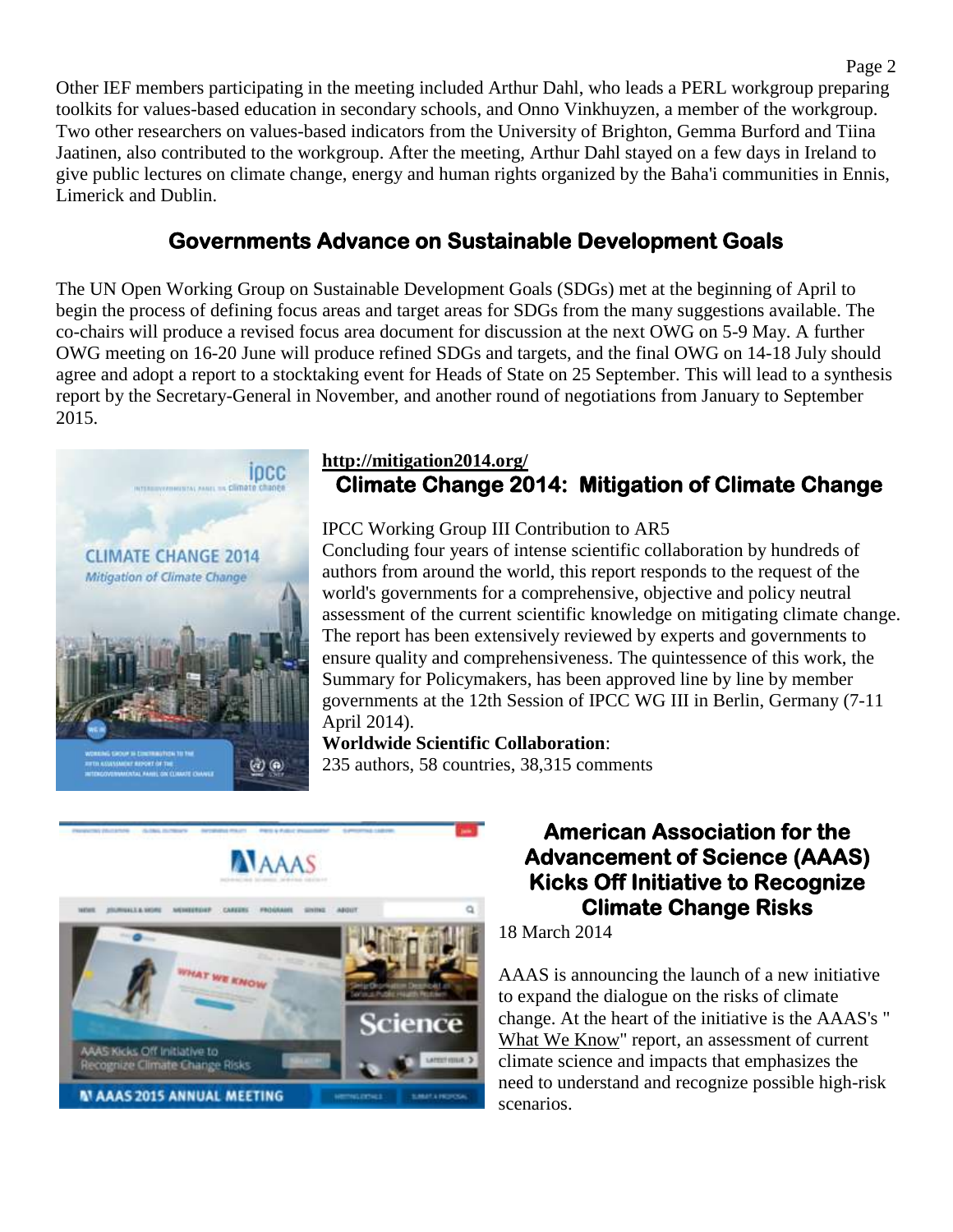Other IEF members participating in the meeting included Arthur Dahl, who leads a PERL workgroup preparing toolkits for values-based education in secondary schools, and Onno Vinkhuyzen, a member of the workgroup. Two other researchers on values-based indicators from the University of Brighton, Gemma Burford and Tiina Jaatinen, also contributed to the workgroup. After the meeting, Arthur Dahl stayed on a few days in Ireland to give public lectures on climate change, energy and human rights organized by the Baha'i communities in Ennis, Limerick and Dublin.

## Governments Advance on Sustainable Development Goals

The UN Open Working Group on Sustainable Development Goals (SDGs) met at the beginning of April to begin the process of defining focus areas and target areas for SDGs from the many suggestions available. The co-chairs will produce a revised focus area document for discussion at the next OWG on 5-9 May. A further OWG meeting on 16-20 June will produce refined SDGs and targets, and the final OWG on 14-18 July should agree and adopt a report to a stocktaking event for Heads of State on 25 September. This will lead to a synthesis report by the Secretary-General in November, and another round of negotiations from January to September 2015.

**http://mitigation2014.org/**

## Climate Change 2014: Mitigation of Climate Change

IPCC Working Group III Contribution to AR5

Concluding four years of intense scientific collaboration by hundreds of authors from around the world, this report responds to the request of the world's governments for a comprehensive, objective and policy neutral assessment of the current scientific knowledge on mitigating climate change. The report has been extensively reviewed by experts and governments to ensure quality and comprehensiveness. The quintessence of this work, the Summary for Policymakers, has been approved line by line by member governments at the 12th Session of IPCC WG III in Berlin, Germany (7-11 April 2014).

**Worldwide Scientific Collaboration**:
235 authors, 58 countries, 38,315 comments

## American Association for the Advancement of Science (AAAS) Kicks Off Initiative to Recognize Climate Change Risks

18 March 2014

AAAS is announcing the launch of a new initiative to expand the dialogue on the risks of climate change. At the heart of the initiative is the AAAS's "What We Know" report, an assessment of current climate science and impacts that emphasizes the need to understand and recognize possible high-risk scenarios.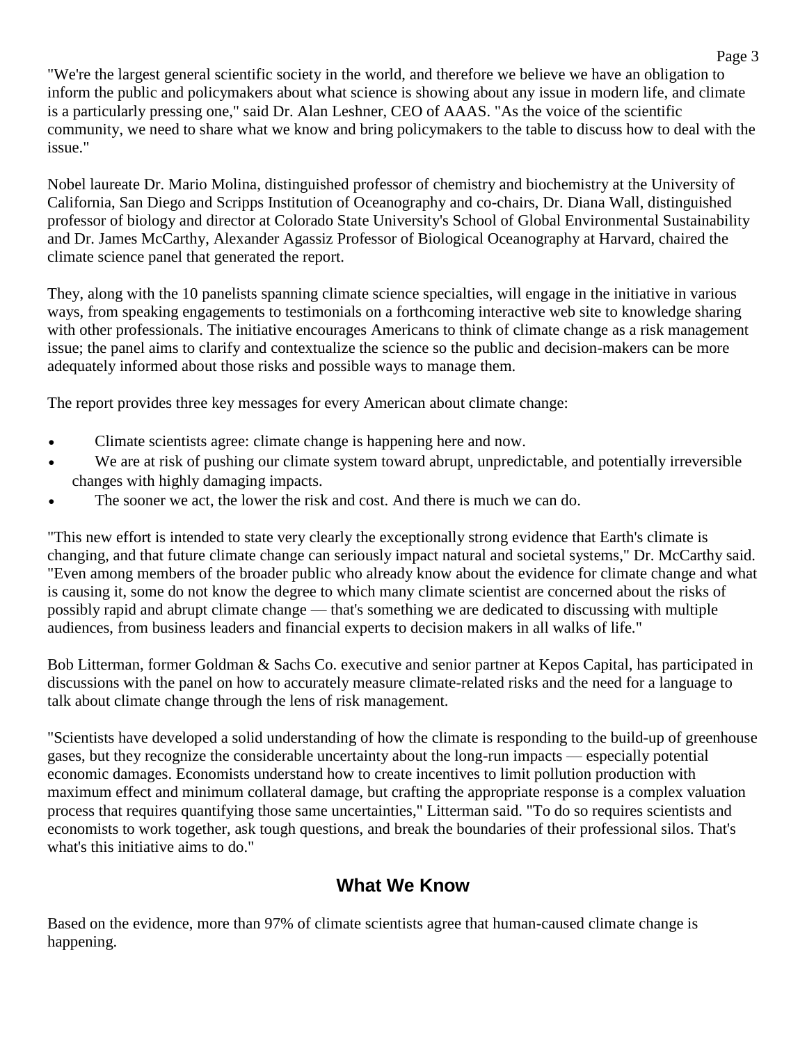"We're the largest general scientific society in the world, and therefore we believe we have an obligation to inform the public and policymakers about what science is showing about any issue in modern life, and climate is a particularly pressing one," said Dr. Alan Leshner, CEO of AAAS. "As the voice of the scientific community, we need to share what we know and bring policymakers to the table to discuss how to deal with the issue."

Nobel laureate Dr. Mario Molina, distinguished professor of chemistry and biochemistry at the University of California, San Diego and Scripps Institution of Oceanography and co-chairs, Dr. Diana Wall, distinguished professor of biology and director at Colorado State University's School of Global Environmental Sustainability and Dr. James McCarthy, Alexander Agassiz Professor of Biological Oceanography at Harvard, chaired the climate science panel that generated the report.

They, along with the 10 panelists spanning climate science specialties, will engage in the initiative in various ways, from speaking engagements to testimonials on a forthcoming interactive web site to knowledge sharing with other professionals. The initiative encourages Americans to think of climate change as a risk management issue; the panel aims to clarify and contextualize the science so the public and decision-makers can be more adequately informed about those risks and possible ways to manage them.

The report provides three key messages for every American about climate change:

- Climate scientists agree: climate change is happening here and now.
- We are at risk of pushing our climate system toward abrupt, unpredictable, and potentially irreversible changes with highly damaging impacts.
- The sooner we act, the lower the risk and cost. And there is much we can do.

"This new effort is intended to state very clearly the exceptionally strong evidence that Earth's climate is changing, and that future climate change can seriously impact natural and societal systems," Dr. McCarthy said. "Even among members of the broader public who already know about the evidence for climate change and what is causing it, some do not know the degree to which many climate scientist are concerned about the risks of possibly rapid and abrupt climate change — that's something we are dedicated to discussing with multiple audiences, from business leaders and financial experts to decision makers in all walks of life."

Bob Litterman, former Goldman & Sachs Co. executive and senior partner at Kepos Capital, has participated in discussions with the panel on how to accurately measure climate-related risks and the need for a language to talk about climate change through the lens of risk management.

"Scientists have developed a solid understanding of how the climate is responding to the build-up of greenhouse gases, but they recognize the considerable uncertainty about the long-run impacts — especially potential economic damages. Economists understand how to create incentives to limit pollution production with maximum effect and minimum collateral damage, but crafting the appropriate response is a complex valuation process that requires quantifying those same uncertainties," Litterman said. "To do so requires scientists and economists to work together, ask tough questions, and break the boundaries of their professional silos. That's what's this initiative aims to do."

## What We Know

Based on the evidence, more than 97% of climate scientists agree that human-caused climate change is happening.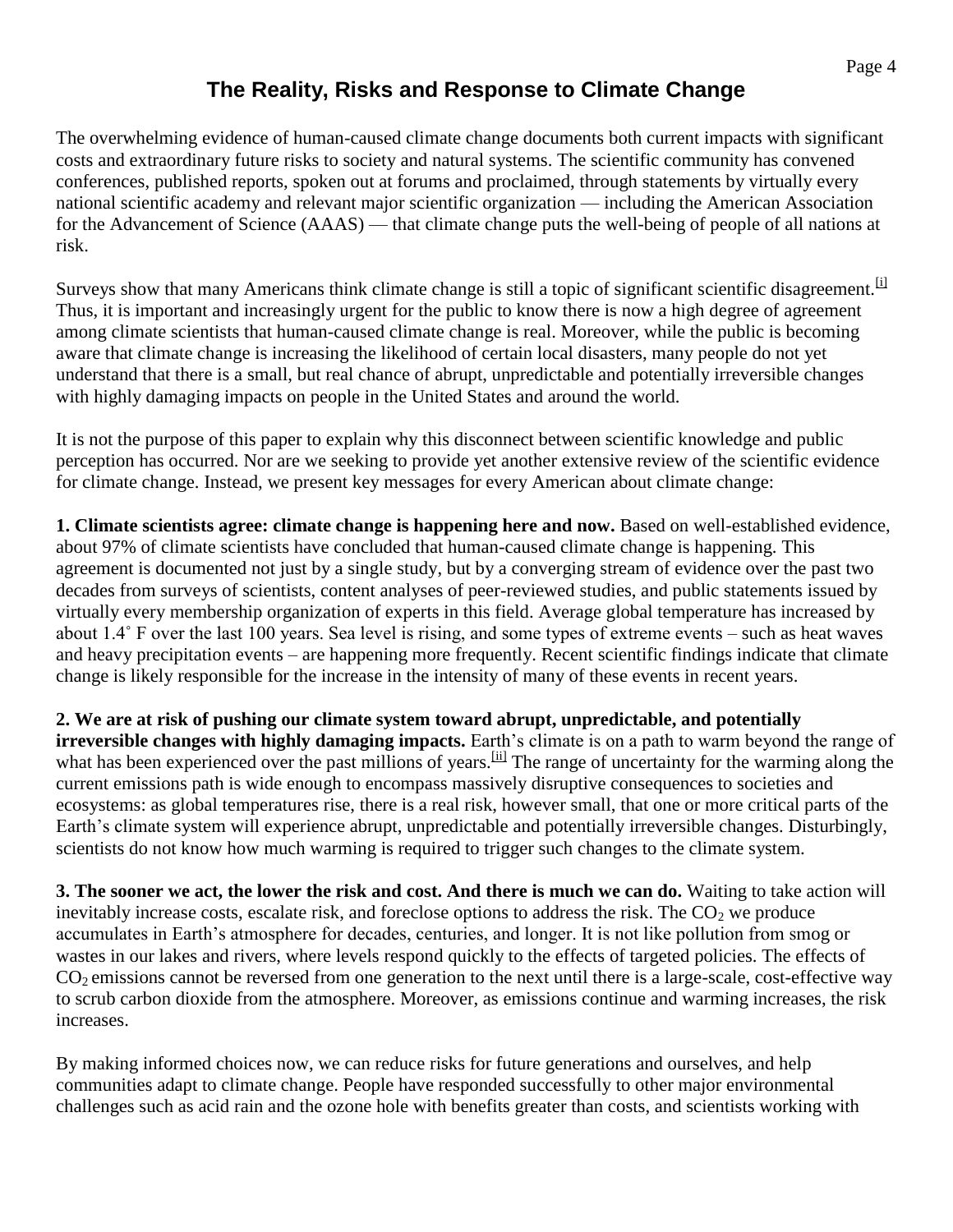# The Reality, Risks and Response to Climate Change

The overwhelming evidence of human-caused climate change documents both current impacts with significant costs and extraordinary future risks to society and natural systems. The scientific community has convened conferences, published reports, spoken out at forums and proclaimed, through statements by virtually every national scientific academy and relevant major scientific organization — including the American Association for the Advancement of Science (AAAS) — that climate change puts the well-being of people of all nations at risk.

Surveys show that many Americans think climate change is still a topic of significant scientific disagreement.[i] Thus, it is important and increasingly urgent for the public to know there is now a high degree of agreement among climate scientists that human-caused climate change is real. Moreover, while the public is becoming aware that climate change is increasing the likelihood of certain local disasters, many people do not yet understand that there is a small, but real chance of abrupt, unpredictable and potentially irreversible changes with highly damaging impacts on people in the United States and around the world.

It is not the purpose of this paper to explain why this disconnect between scientific knowledge and public perception has occurred. Nor are we seeking to provide yet another extensive review of the scientific evidence for climate change. Instead, we present key messages for every American about climate change:

**1. Climate scientists agree: climate change is happening here and now.** Based on well-established evidence, about 97% of climate scientists have concluded that human-caused climate change is happening. This agreement is documented not just by a single study, but by a converging stream of evidence over the past two decades from surveys of scientists, content analyses of peer-reviewed studies, and public statements issued by virtually every membership organization of experts in this field. Average global temperature has increased by about 1.4˚ F over the last 100 years. Sea level is rising, and some types of extreme events – such as heat waves and heavy precipitation events – are happening more frequently. Recent scientific findings indicate that climate change is likely responsible for the increase in the intensity of many of these events in recent years.

**2. We are at risk of pushing our climate system toward abrupt, unpredictable, and potentially irreversible changes with highly damaging impacts.** Earth's climate is on a path to warm beyond the range of what has been experienced over the past millions of years.[ii] The range of uncertainty for the warming along the current emissions path is wide enough to encompass massively disruptive consequences to societies and ecosystems: as global temperatures rise, there is a real risk, however small, that one or more critical parts of the Earth's climate system will experience abrupt, unpredictable and potentially irreversible changes. Disturbingly, scientists do not know how much warming is required to trigger such changes to the climate system.

**3. The sooner we act, the lower the risk and cost. And there is much we can do.** Waiting to take action will inevitably increase costs, escalate risk, and foreclose options to address the risk. The $CO_2$ we produce accumulates in Earth's atmosphere for decades, centuries, and longer. It is not like pollution from smog or wastes in our lakes and rivers, where levels respond quickly to the effects of targeted policies. The effects of $CO_2$ emissions cannot be reversed from one generation to the next until there is a large-scale, cost-effective way to scrub carbon dioxide from the atmosphere. Moreover, as emissions continue and warming increases, the risk increases.

By making informed choices now, we can reduce risks for future generations and ourselves, and help communities adapt to climate change. People have responded successfully to other major environmental challenges such as acid rain and the ozone hole with benefits greater than costs, and scientists working with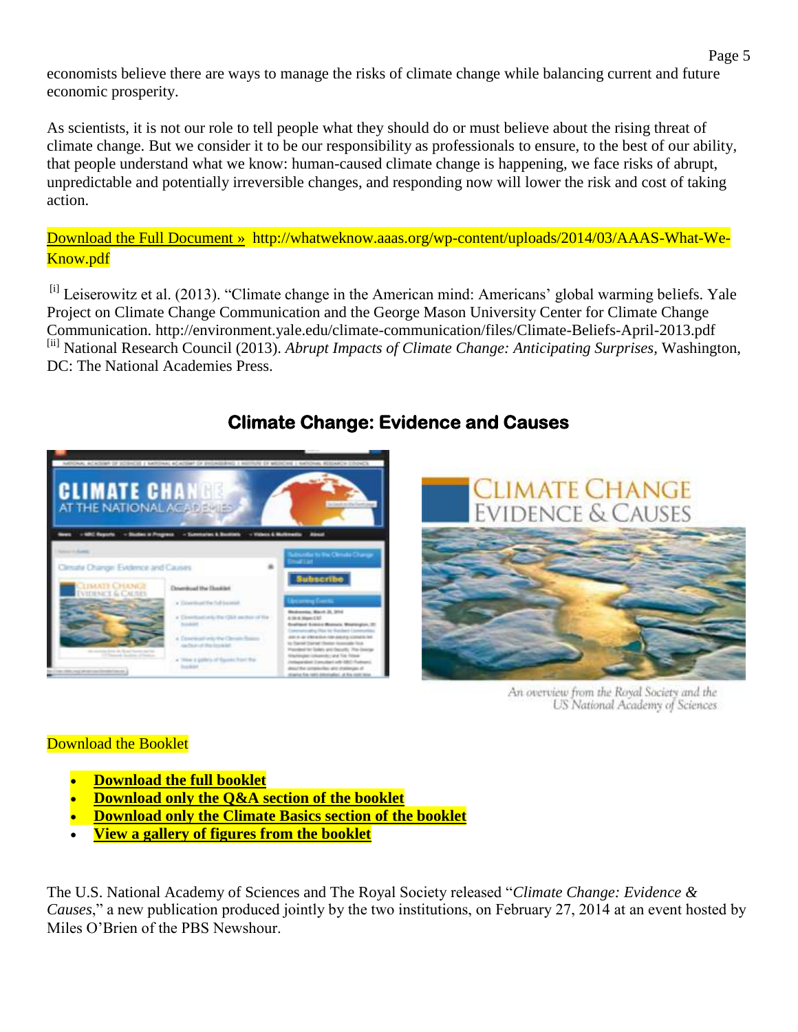economists believe there are ways to manage the risks of climate change while balancing current and future economic prosperity.

As scientists, it is not our role to tell people what they should do or must believe about the rising threat of climate change. But we consider it to be our responsibility as professionals to ensure, to the best of our ability, that people understand what we know: human-caused climate change is happening, we face risks of abrupt, unpredictable and potentially irreversible changes, and responding now will lower the risk and cost of taking action.

Download the Full Document » http://whatweknow.aaas.org/wp-content/uploads/2014/03/AAAS-What-We-Know.pdf

[i] Leiserowitz et al. (2013). "Climate change in the American mind: Americans' global warming beliefs. Yale Project on Climate Change Communication and the George Mason University Center for Climate Change Communication. http://environment.yale.edu/climate-communication/files/Climate-Beliefs-April-2013.pdf
[ii] National Research Council (2013). *Abrupt Impacts of Climate Change: Anticipating Surprises*, Washington, DC: The National Academies Press.

## Climate Change: Evidence and Causes

An overview from the Royal Society and the US National Academy of Sciences

Download the Booklet

- **Download the full booklet**
- **Download only the Q&A section of the booklet**
- **Download only the Climate Basics section of the booklet**
- **View a gallery of figures from the booklet**

The U.S. National Academy of Sciences and The Royal Society released "*Climate Change: Evidence & Causes*," a new publication produced jointly by the two institutions, on February 27, 2014 at an event hosted by Miles O'Brien of the PBS Newshour.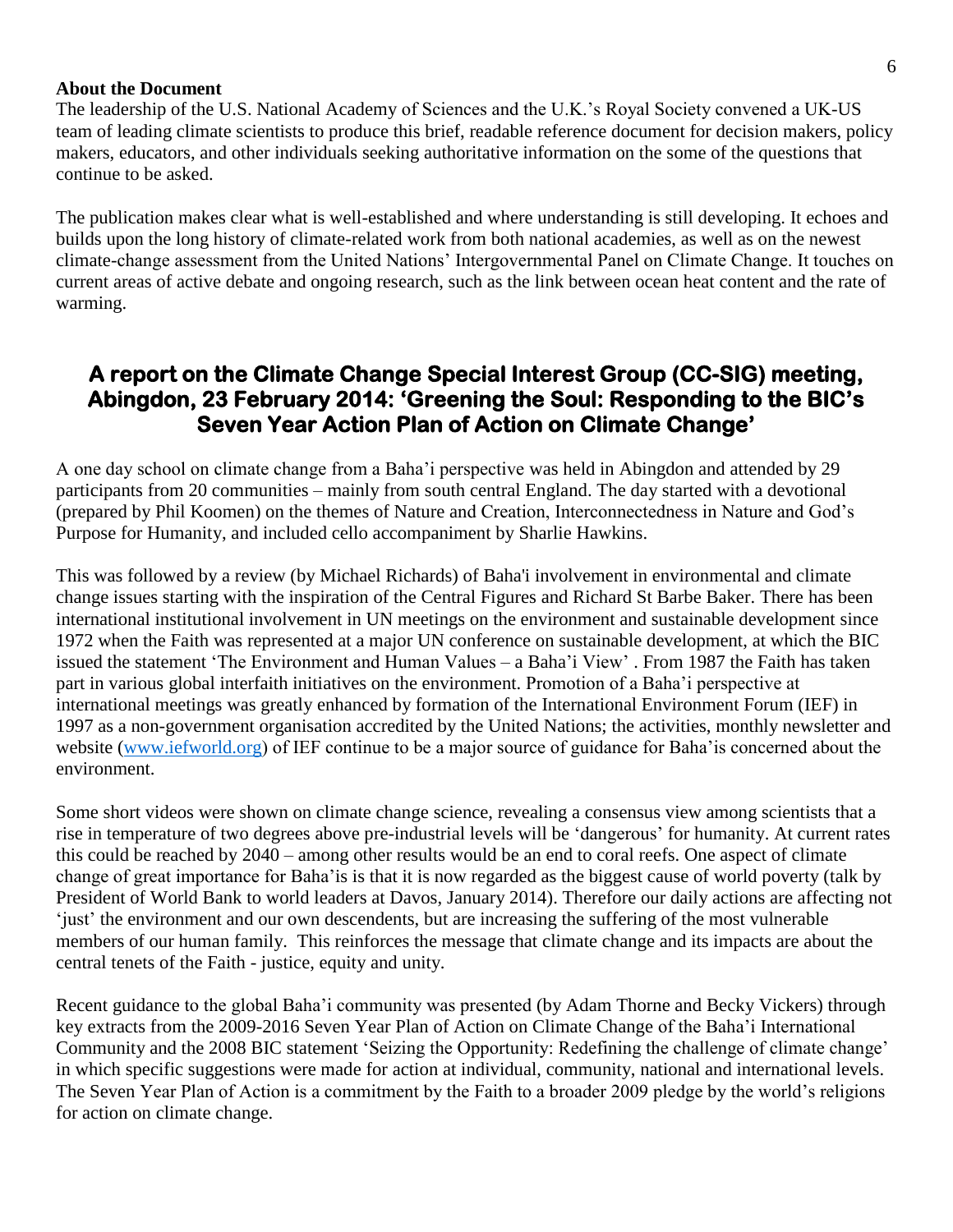**About the Document**

The leadership of the U.S. National Academy of Sciences and the U.K.'s Royal Society convened a UK-US team of leading climate scientists to produce this brief, readable reference document for decision makers, policy makers, educators, and other individuals seeking authoritative information on the some of the questions that continue to be asked.

The publication makes clear what is well-established and where understanding is still developing. It echoes and builds upon the long history of climate-related work from both national academies, as well as on the newest climate-change assessment from the United Nations' Intergovernmental Panel on Climate Change. It touches on current areas of active debate and ongoing research, such as the link between ocean heat content and the rate of warming.

## A report on the Climate Change Special Interest Group (CC-SIG) meeting, Abingdon, 23 February 2014: 'Greening the Soul: Responding to the BIC's Seven Year Action Plan of Action on Climate Change'

A one day school on climate change from a Baha'i perspective was held in Abingdon and attended by 29 participants from 20 communities – mainly from south central England. The day started with a devotional (prepared by Phil Koomen) on the themes of Nature and Creation, Interconnectedness in Nature and God's Purpose for Humanity, and included cello accompaniment by Sharlie Hawkins.

This was followed by a review (by Michael Richards) of Baha'i involvement in environmental and climate change issues starting with the inspiration of the Central Figures and Richard St Barbe Baker. There has been international institutional involvement in UN meetings on the environment and sustainable development since 1972 when the Faith was represented at a major UN conference on sustainable development, at which the BIC issued the statement 'The Environment and Human Values – a Baha'i View' . From 1987 the Faith has taken part in various global interfaith initiatives on the environment. Promotion of a Baha'i perspective at international meetings was greatly enhanced by formation of the International Environment Forum (IEF) in 1997 as a non-government organisation accredited by the United Nations; the activities, monthly newsletter and website ([www.iefworld.org](http://www.iefworld.org)) of IEF continue to be a major source of guidance for Baha'is concerned about the environment.

Some short videos were shown on climate change science, revealing a consensus view among scientists that a rise in temperature of two degrees above pre-industrial levels will be 'dangerous' for humanity. At current rates this could be reached by 2040 – among other results would be an end to coral reefs. One aspect of climate change of great importance for Baha'is is that it is now regarded as the biggest cause of world poverty (talk by President of World Bank to world leaders at Davos, January 2014). Therefore our daily actions are affecting not 'just' the environment and our own descendents, but are increasing the suffering of the most vulnerable members of our human family. This reinforces the message that climate change and its impacts are about the central tenets of the Faith - justice, equity and unity.

Recent guidance to the global Baha'i community was presented (by Adam Thorne and Becky Vickers) through key extracts from the 2009-2016 Seven Year Plan of Action on Climate Change of the Baha'i International Community and the 2008 BIC statement 'Seizing the Opportunity: Redefining the challenge of climate change' in which specific suggestions were made for action at individual, community, national and international levels. The Seven Year Plan of Action is a commitment by the Faith to a broader 2009 pledge by the world's religions for action on climate change.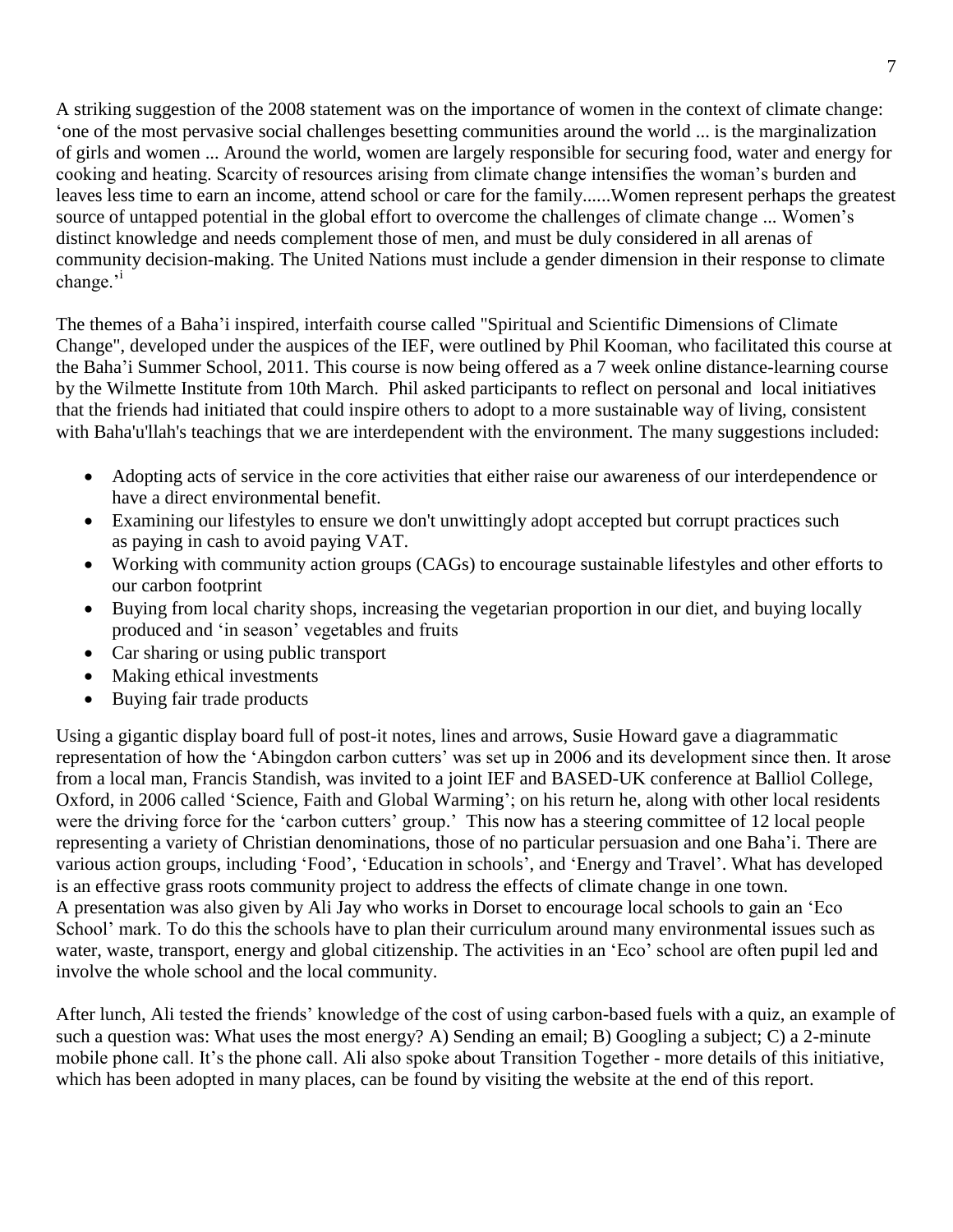A striking suggestion of the 2008 statement was on the importance of women in the context of climate change: 'one of the most pervasive social challenges besetting communities around the world ... is the marginalization of girls and women ... Around the world, women are largely responsible for securing food, water and energy for cooking and heating. Scarcity of resources arising from climate change intensifies the woman's burden and leaves less time to earn an income, attend school or care for the family......Women represent perhaps the greatest source of untapped potential in the global effort to overcome the challenges of climate change ... Women's distinct knowledge and needs complement those of men, and must be duly considered in all arenas of community decision-making. The United Nations must include a gender dimension in their response to climate change.'[i]

The themes of a Baha'i inspired, interfaith course called "Spiritual and Scientific Dimensions of Climate Change", developed under the auspices of the IEF, were outlined by Phil Kooman, who facilitated this course at the Baha'i Summer School, 2011. This course is now being offered as a 7 week online distance-learning course by the Wilmette Institute from 10th March. Phil asked participants to reflect on personal and local initiatives that the friends had initiated that could inspire others to adopt to a more sustainable way of living, consistent with Baha'u'llah's teachings that we are interdependent with the environment. The many suggestions included:

- Adopting acts of service in the core activities that either raise our awareness of our interdependence or have a direct environmental benefit.
- Examining our lifestyles to ensure we don't unwittingly adopt accepted but corrupt practices such as paying in cash to avoid paying VAT.
- Working with community action groups (CAGs) to encourage sustainable lifestyles and other efforts to our carbon footprint
- Buying from local charity shops, increasing the vegetarian proportion in our diet, and buying locally produced and 'in season' vegetables and fruits
- Car sharing or using public transport
- Making ethical investments
- Buying fair trade products

Using a gigantic display board full of post-it notes, lines and arrows, Susie Howard gave a diagrammatic representation of how the 'Abingdon carbon cutters' was set up in 2006 and its development since then. It arose from a local man, Francis Standish, was invited to a joint IEF and BASED-UK conference at Balliol College, Oxford, in 2006 called 'Science, Faith and Global Warming'; on his return he, along with other local residents were the driving force for the 'carbon cutters' group.' This now has a steering committee of 12 local people representing a variety of Christian denominations, those of no particular persuasion and one Baha'i. There are various action groups, including 'Food', 'Education in schools', and 'Energy and Travel'. What has developed is an effective grass roots community project to address the effects of climate change in one town.
A presentation was also given by Ali Jay who works in Dorset to encourage local schools to gain an 'Eco School' mark. To do this the schools have to plan their curriculum around many environmental issues such as water, waste, transport, energy and global citizenship. The activities in an 'Eco' school are often pupil led and involve the whole school and the local community.

After lunch, Ali tested the friends' knowledge of the cost of using carbon-based fuels with a quiz, an example of such a question was: What uses the most energy? A) Sending an email; B) Googling a subject; C) a 2-minute mobile phone call. It's the phone call. Ali also spoke about Transition Together - more details of this initiative, which has been adopted in many places, can be found by visiting the website at the end of this report.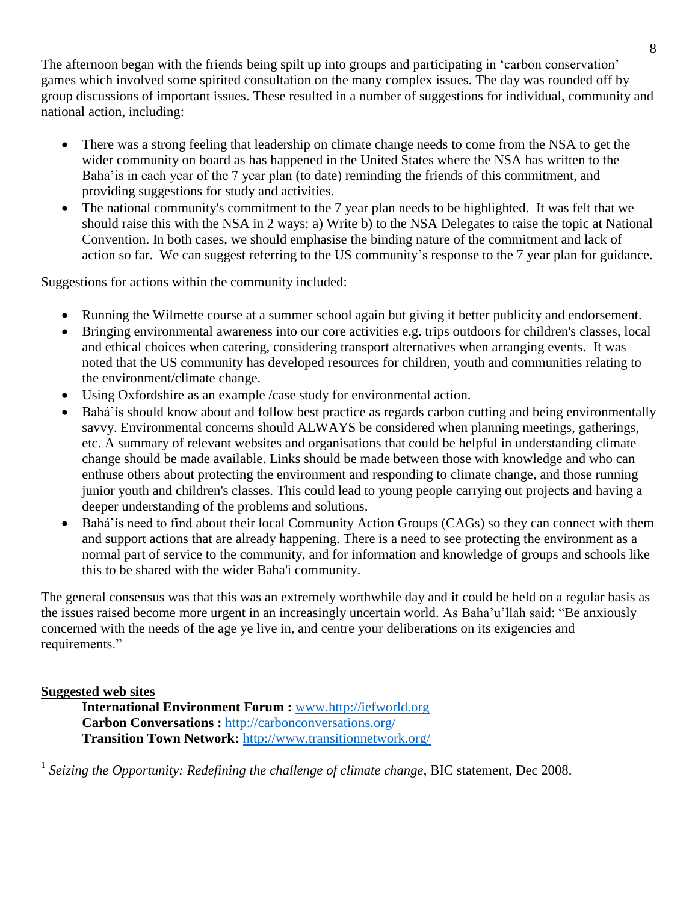The afternoon began with the friends being spilt up into groups and participating in 'carbon conservation' games which involved some spirited consultation on the many complex issues. The day was rounded off by group discussions of important issues. These resulted in a number of suggestions for individual, community and national action, including:

- There was a strong feeling that leadership on climate change needs to come from the NSA to get the wider community on board as has happened in the United States where the NSA has written to the Baha'is in each year of the 7 year plan (to date) reminding the friends of this commitment, and providing suggestions for study and activities.
- The national community's commitment to the 7 year plan needs to be highlighted. It was felt that we should raise this with the NSA in 2 ways: a) Write b) to the NSA Delegates to raise the topic at National Convention. In both cases, we should emphasise the binding nature of the commitment and lack of action so far. We can suggest referring to the US community's response to the 7 year plan for guidance.

Suggestions for actions within the community included:

- Running the Wilmette course at a summer school again but giving it better publicity and endorsement.
- Bringing environmental awareness into our core activities e.g. trips outdoors for children's classes, local and ethical choices when catering, considering transport alternatives when arranging events. It was noted that the US community has developed resources for children, youth and communities relating to the environment/climate change.
- Using Oxfordshire as an example /case study for environmental action.
- Bahá'ís should know about and follow best practice as regards carbon cutting and being environmentally savvy. Environmental concerns should ALWAYS be considered when planning meetings, gatherings, etc. A summary of relevant websites and organisations that could be helpful in understanding climate change should be made available. Links should be made between those with knowledge and who can enthuse others about protecting the environment and responding to climate change, and those running junior youth and children's classes. This could lead to young people carrying out projects and having a deeper understanding of the problems and solutions.
- Bahá'ís need to find about their local Community Action Groups (CAGs) so they can connect with them and support actions that are already happening. There is a need to see protecting the environment as a normal part of service to the community, and for information and knowledge of groups and schools like this to be shared with the wider Baha'i community.

The general consensus was that this was an extremely worthwhile day and it could be held on a regular basis as the issues raised become more urgent in an increasingly uncertain world. As Baha'u'llah said: "Be anxiously concerned with the needs of the age ye live in, and centre your deliberations on its exigencies and requirements."

**Suggested web sites**

**International Environment Forum :** www.http://iefworld.org
**Carbon Conversations :** http://carbonconversations.org/
**Transition Town Network:** http://www.transitionnetwork.org/

[1] *Seizing the Opportunity: Redefining the challenge of climate change*, BIC statement, Dec 2008.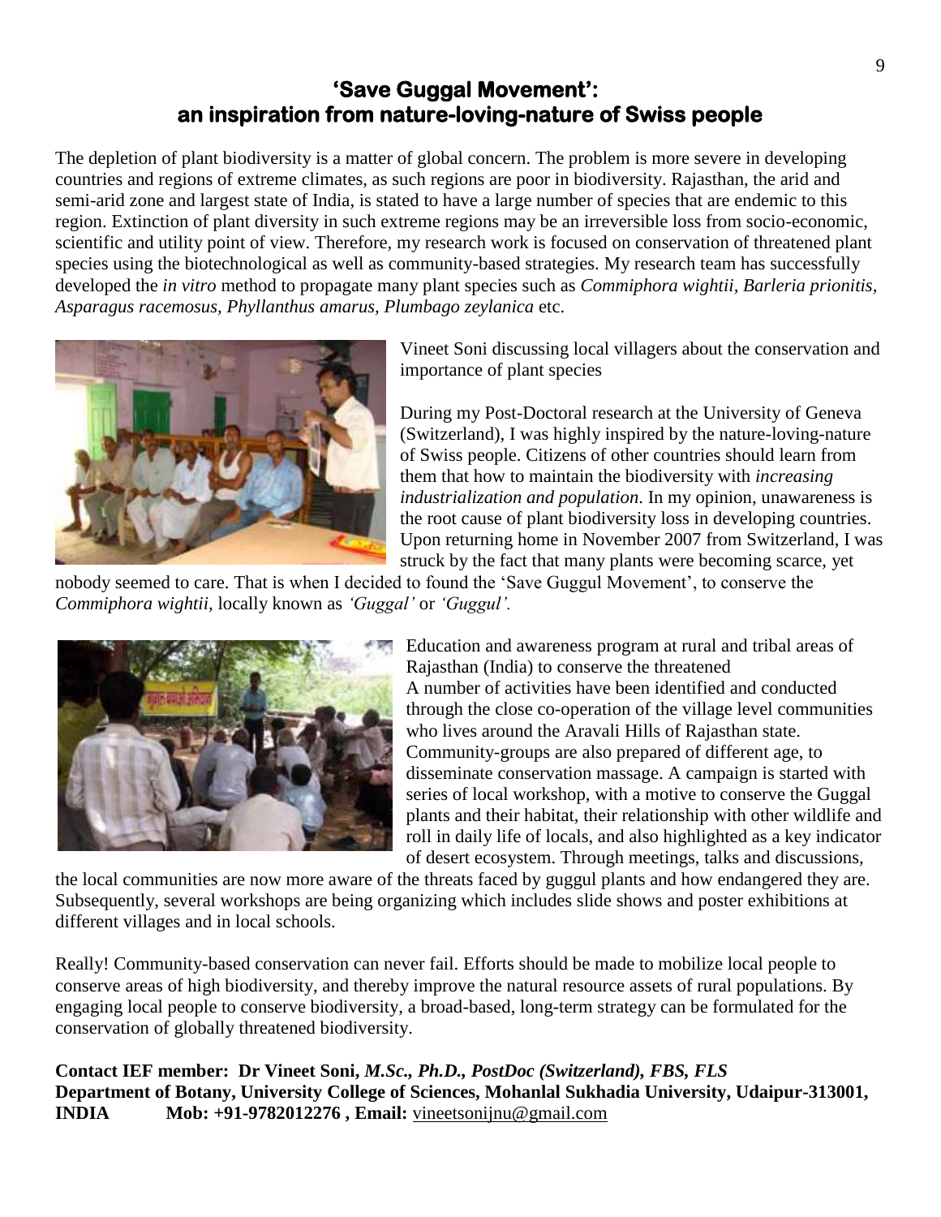# 'Save Guggal Movement': an inspiration from nature-loving-nature of Swiss people

The depletion of plant biodiversity is a matter of global concern. The problem is more severe in developing countries and regions of extreme climates, as such regions are poor in biodiversity. Rajasthan, the arid and semi-arid zone and largest state of India, is stated to have a large number of species that are endemic to this region. Extinction of plant diversity in such extreme regions may be an irreversible loss from socio-economic, scientific and utility point of view. Therefore, my research work is focused on conservation of threatened plant species using the biotechnological as well as community-based strategies. My research team has successfully developed the *in vitro* method to propagate many plant species such as *Commiphora wightii, Barleria prionitis, Asparagus racemosus, Phyllanthus amarus, Plumbago zeylanica* etc.

Vineet Soni discussing local villagers about the conservation and importance of plant species

During my Post-Doctoral research at the University of Geneva (Switzerland), I was highly inspired by the nature-loving-nature of Swiss people. Citizens of other countries should learn from them that how to maintain the biodiversity with *increasing industrialization and population*. In my opinion, unawareness is the root cause of plant biodiversity loss in developing countries. Upon returning home in November 2007 from Switzerland, I was struck by the fact that many plants were becoming scarce, yet nobody seemed to care. That is when I decided to found the 'Save Guggul Movement', to conserve the *Commiphora wightii,* locally known as *'Guggal'* or *'Guggul'.*

Education and awareness program at rural and tribal areas of Rajasthan (India) to conserve the threatened

A number of activities have been identified and conducted through the close co-operation of the village level communities who lives around the Aravali Hills of Rajasthan state. Community-groups are also prepared of different age, to disseminate conservation massage. A campaign is started with series of local workshop, with a motive to conserve the Guggal plants and their habitat, their relationship with other wildlife and roll in daily life of locals, and also highlighted as a key indicator of desert ecosystem. Through meetings, talks and discussions, the local communities are now more aware of the threats faced by guggul plants and how endangered they are. Subsequently, several workshops are being organizing which includes slide shows and poster exhibitions at different villages and in local schools.

Really! Community-based conservation can never fail. Efforts should be made to mobilize local people to conserve areas of high biodiversity, and thereby improve the natural resource assets of rural populations. By engaging local people to conserve biodiversity, a broad-based, long-term strategy can be formulated for the conservation of globally threatened biodiversity.

**Contact IEF member: Dr Vineet Soni,** ***M.Sc., Ph.D., PostDoc (Switzerland), FBS, FLS***
**Department of Botany, University College of Sciences, Mohanlal Sukhadia University, Udaipur-313001, INDIA Mob: +91-9782012276 , Email:** vineetsonijnu@gmail.com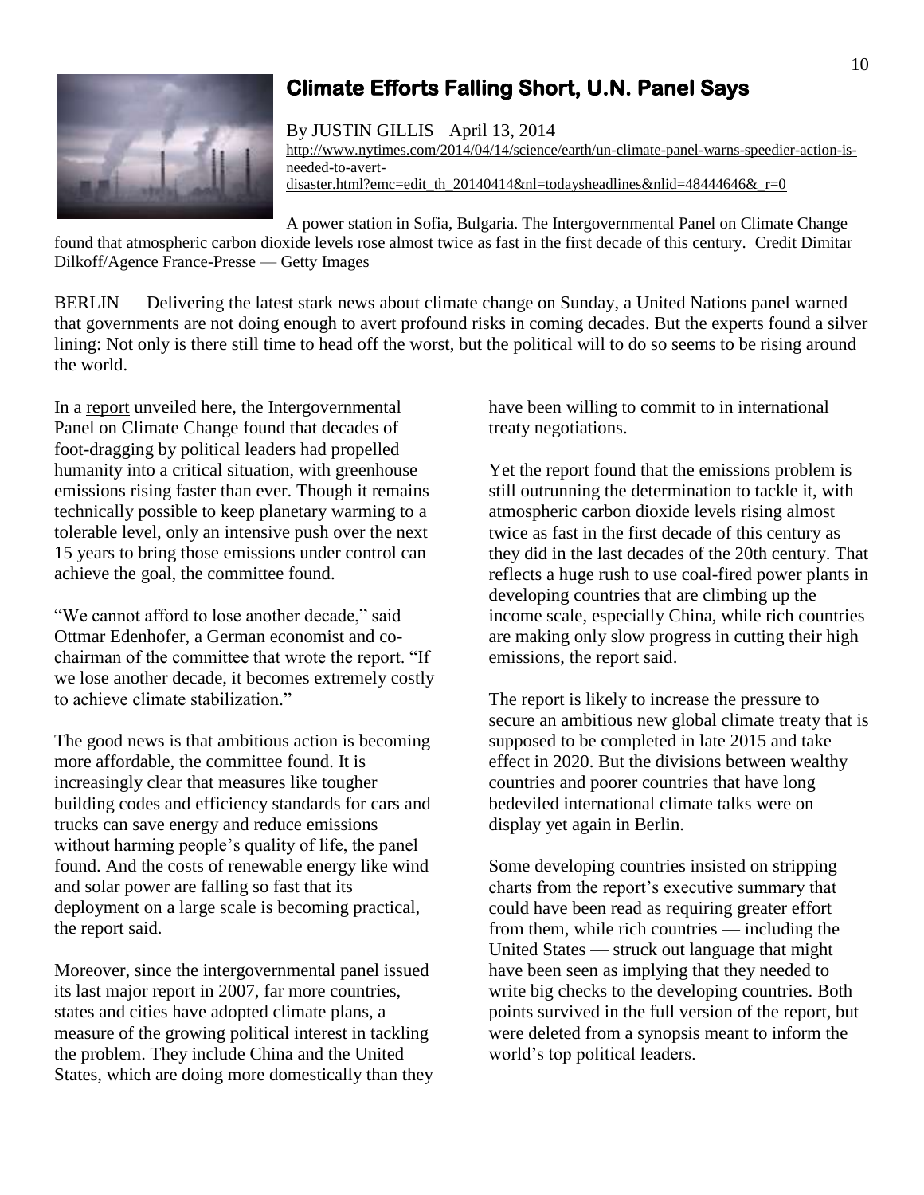# Climate Efforts Falling Short, U.N. Panel Says

By JUSTIN GILLIS April 13, 2014
http://www.nytimes.com/2014/04/14/science/earth/un-climate-panel-warns-speedier-action-is-needed-to-avert-disaster.html?emc=edit_th_20140414&nl=todaysheadlines&nlid=48444646&_r=0

A power station in Sofia, Bulgaria. The Intergovernmental Panel on Climate Change found that atmospheric carbon dioxide levels rose almost twice as fast in the first decade of this century. Credit Dimitar Dilkoff/Agence France-Presse — Getty Images

BERLIN — Delivering the latest stark news about climate change on Sunday, a United Nations panel warned that governments are not doing enough to avert profound risks in coming decades. But the experts found a silver lining: Not only is there still time to head off the worst, but the political will to do so seems to be rising around the world.

In a report unveiled here, the Intergovernmental Panel on Climate Change found that decades of foot-dragging by political leaders had propelled humanity into a critical situation, with greenhouse emissions rising faster than ever. Though it remains technically possible to keep planetary warming to a tolerable level, only an intensive push over the next 15 years to bring those emissions under control can achieve the goal, the committee found.

"We cannot afford to lose another decade," said Ottmar Edenhofer, a German economist and co-chairman of the committee that wrote the report. "If we lose another decade, it becomes extremely costly to achieve climate stabilization."

The good news is that ambitious action is becoming more affordable, the committee found. It is increasingly clear that measures like tougher building codes and efficiency standards for cars and trucks can save energy and reduce emissions without harming people's quality of life, the panel found. And the costs of renewable energy like wind and solar power are falling so fast that its deployment on a large scale is becoming practical, the report said.

Moreover, since the intergovernmental panel issued its last major report in 2007, far more countries, states and cities have adopted climate plans, a measure of the growing political interest in tackling the problem. They include China and the United States, which are doing more domestically than they have been willing to commit to in international treaty negotiations.

Yet the report found that the emissions problem is still outrunning the determination to tackle it, with atmospheric carbon dioxide levels rising almost twice as fast in the first decade of this century as they did in the last decades of the 20th century. That reflects a huge rush to use coal-fired power plants in developing countries that are climbing up the income scale, especially China, while rich countries are making only slow progress in cutting their high emissions, the report said.

The report is likely to increase the pressure to secure an ambitious new global climate treaty that is supposed to be completed in late 2015 and take effect in 2020. But the divisions between wealthy countries and poorer countries that have long bedeviled international climate talks were on display yet again in Berlin.

Some developing countries insisted on stripping charts from the report's executive summary that could have been read as requiring greater effort from them, while rich countries — including the United States — struck out language that might have been seen as implying that they needed to write big checks to the developing countries. Both points survived in the full version of the report, but were deleted from a synopsis meant to inform the world's top political leaders.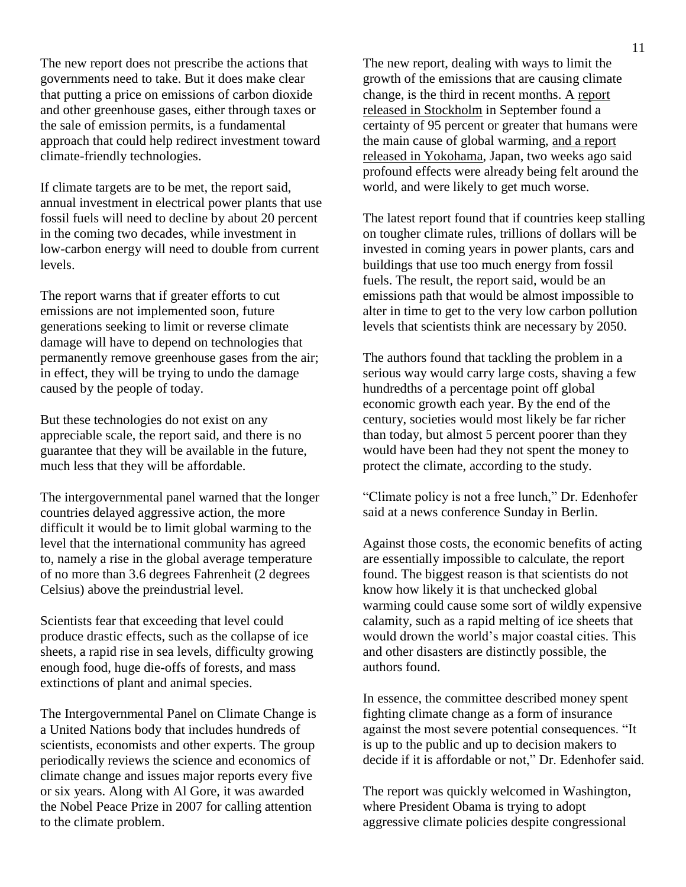The new report does not prescribe the actions that governments need to take. But it does make clear that putting a price on emissions of carbon dioxide and other greenhouse gases, either through taxes or the sale of emission permits, is a fundamental approach that could help redirect investment toward climate-friendly technologies.

If climate targets are to be met, the report said, annual investment in electrical power plants that use fossil fuels will need to decline by about 20 percent in the coming two decades, while investment in low-carbon energy will need to double from current levels.

The report warns that if greater efforts to cut emissions are not implemented soon, future generations seeking to limit or reverse climate damage will have to depend on technologies that permanently remove greenhouse gases from the air; in effect, they will be trying to undo the damage caused by the people of today.

But these technologies do not exist on any appreciable scale, the report said, and there is no guarantee that they will be available in the future, much less that they will be affordable.

The intergovernmental panel warned that the longer countries delayed aggressive action, the more difficult it would be to limit global warming to the level that the international community has agreed to, namely a rise in the global average temperature of no more than 3.6 degrees Fahrenheit (2 degrees Celsius) above the preindustrial level.

Scientists fear that exceeding that level could produce drastic effects, such as the collapse of ice sheets, a rapid rise in sea levels, difficulty growing enough food, huge die-offs of forests, and mass extinctions of plant and animal species.

The Intergovernmental Panel on Climate Change is a United Nations body that includes hundreds of scientists, economists and other experts. The group periodically reviews the science and economics of climate change and issues major reports every five or six years. Along with Al Gore, it was awarded the Nobel Peace Prize in 2007 for calling attention to the climate problem.

The new report, dealing with ways to limit the growth of the emissions that are causing climate change, is the third in recent months. A report released in Stockholm in September found a certainty of 95 percent or greater that humans were the main cause of global warming, and a report released in Yokohama, Japan, two weeks ago said profound effects were already being felt around the world, and were likely to get much worse.

The latest report found that if countries keep stalling on tougher climate rules, trillions of dollars will be invested in coming years in power plants, cars and buildings that use too much energy from fossil fuels. The result, the report said, would be an emissions path that would be almost impossible to alter in time to get to the very low carbon pollution levels that scientists think are necessary by 2050.

The authors found that tackling the problem in a serious way would carry large costs, shaving a few hundredths of a percentage point off global economic growth each year. By the end of the century, societies would most likely be far richer than today, but almost 5 percent poorer than they would have been had they not spent the money to protect the climate, according to the study.

"Climate policy is not a free lunch," Dr. Edenhofer said at a news conference Sunday in Berlin.

Against those costs, the economic benefits of acting are essentially impossible to calculate, the report found. The biggest reason is that scientists do not know how likely it is that unchecked global warming could cause some sort of wildly expensive calamity, such as a rapid melting of ice sheets that would drown the world's major coastal cities. This and other disasters are distinctly possible, the authors found.

In essence, the committee described money spent fighting climate change as a form of insurance against the most severe potential consequences. "It is up to the public and up to decision makers to decide if it is affordable or not," Dr. Edenhofer said.

The report was quickly welcomed in Washington, where President Obama is trying to adopt aggressive climate policies despite congressional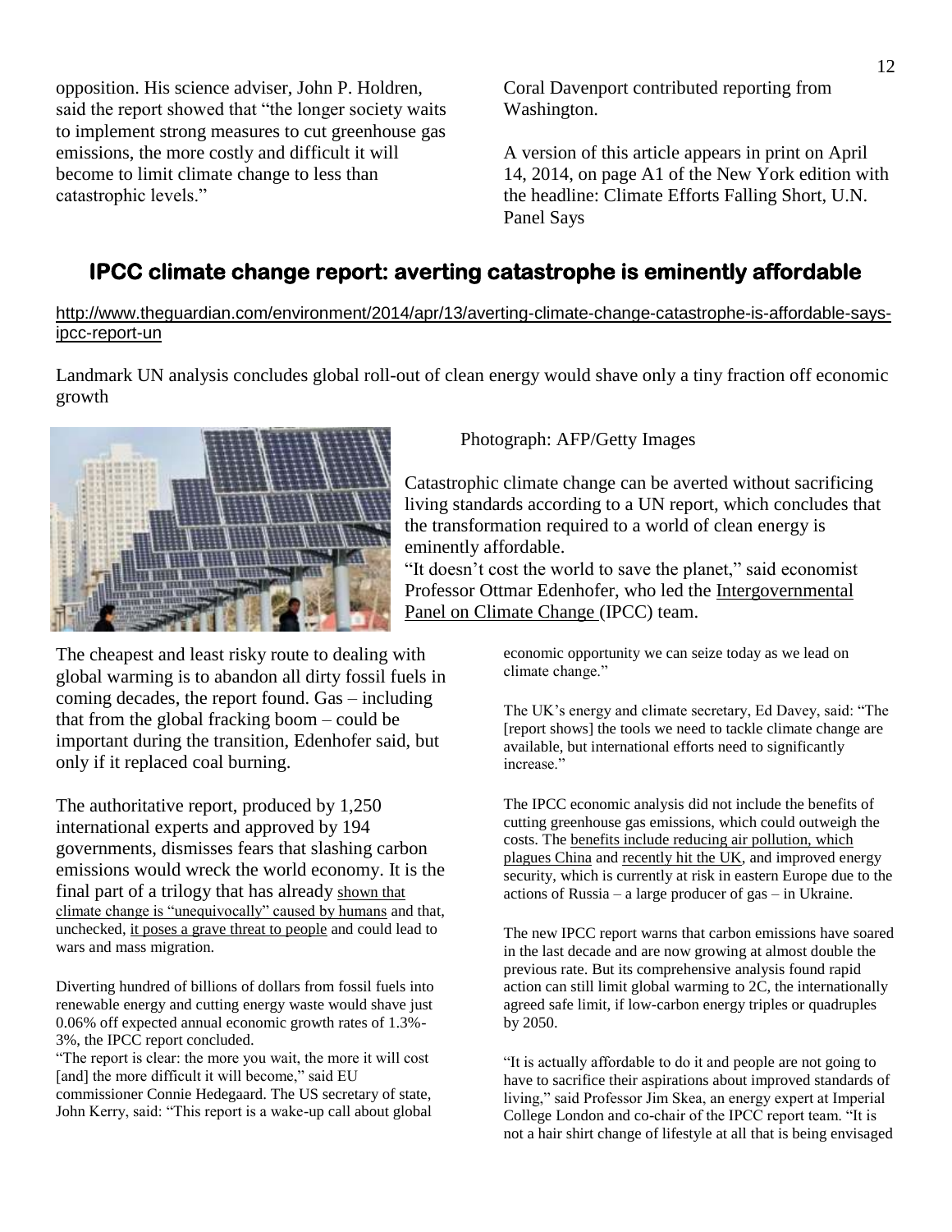opposition. His science adviser, John P. Holdren, said the report showed that "the longer society waits to implement strong measures to cut greenhouse gas emissions, the more costly and difficult it will become to limit climate change to less than catastrophic levels."

Coral Davenport contributed reporting from Washington.

A version of this article appears in print on April 14, 2014, on page A1 of the New York edition with the headline: Climate Efforts Falling Short, U.N. Panel Says

## IPCC climate change report: averting catastrophe is eminently affordable

http://www.theguardian.com/environment/2014/apr/13/averting-climate-change-catastrophe-is-affordable-says-ipcc-report-un

Landmark UN analysis concludes global roll-out of clean energy would shave only a tiny fraction off economic growth

Photograph: AFP/Getty Images

Catastrophic climate change can be averted without sacrificing living standards according to a UN report, which concludes that the transformation required to a world of clean energy is eminently affordable.

"It doesn't cost the world to save the planet," said economist Professor Ottmar Edenhofer, who led the Intergovernmental Panel on Climate Change (IPCC) team.

The cheapest and least risky route to dealing with global warming is to abandon all dirty fossil fuels in coming decades, the report found. Gas – including that from the global fracking boom – could be important during the transition, Edenhofer said, but only if it replaced coal burning.

The authoritative report, produced by 1,250 international experts and approved by 194 governments, dismisses fears that slashing carbon emissions would wreck the world economy. It is the final part of a trilogy that has already shown that climate change is "unequivocally" caused by humans and that, unchecked, it poses a grave threat to people and could lead to wars and mass migration.

Diverting hundred of billions of dollars from fossil fuels into renewable energy and cutting energy waste would shave just 0.06% off expected annual economic growth rates of 1.3%-3%, the IPCC report concluded.

"The report is clear: the more you wait, the more it will cost [and] the more difficult it will become," said EU commissioner Connie Hedegaard. The US secretary of state, John Kerry, said: "This report is a wake-up call about global economic opportunity we can seize today as we lead on climate change."

The UK's energy and climate secretary, Ed Davey, said: "The [report shows] the tools we need to tackle climate change are available, but international efforts need to significantly increase."

The IPCC economic analysis did not include the benefits of cutting greenhouse gas emissions, which could outweigh the costs. The benefits include reducing air pollution, which plagues China and recently hit the UK, and improved energy security, which is currently at risk in eastern Europe due to the actions of Russia – a large producer of gas – in Ukraine.

The new IPCC report warns that carbon emissions have soared in the last decade and are now growing at almost double the previous rate. But its comprehensive analysis found rapid action can still limit global warming to 2C, the internationally agreed safe limit, if low-carbon energy triples or quadruples by 2050.

"It is actually affordable to do it and people are not going to have to sacrifice their aspirations about improved standards of living," said Professor Jim Skea, an energy expert at Imperial College London and co-chair of the IPCC report team. "It is not a hair shirt change of lifestyle at all that is being envisaged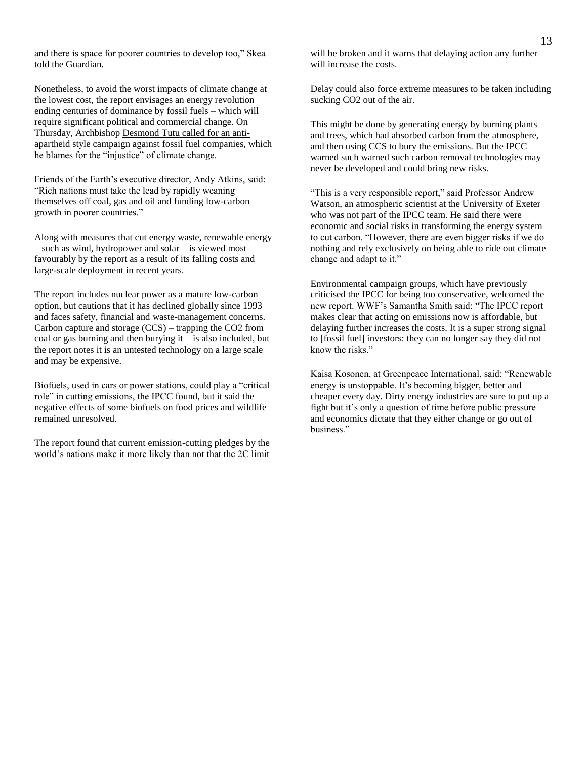and there is space for poorer countries to develop too," Skea told the Guardian.

Nonetheless, to avoid the worst impacts of climate change at the lowest cost, the report envisages an energy revolution ending centuries of dominance by fossil fuels – which will require significant political and commercial change. On Thursday, Archbishop Desmond Tutu called for an anti-apartheid style campaign against fossil fuel companies, which he blames for the "injustice" of climate change.

Friends of the Earth's executive director, Andy Atkins, said: "Rich nations must take the lead by rapidly weaning themselves off coal, gas and oil and funding low-carbon growth in poorer countries."

Along with measures that cut energy waste, renewable energy – such as wind, hydropower and solar – is viewed most favourably by the report as a result of its falling costs and large-scale deployment in recent years.

The report includes nuclear power as a mature low-carbon option, but cautions that it has declined globally since 1993 and faces safety, financial and waste-management concerns. Carbon capture and storage (CCS) – trapping the CO2 from coal or gas burning and then burying it – is also included, but the report notes it is an untested technology on a large scale and may be expensive.

Biofuels, used in cars or power stations, could play a "critical role" in cutting emissions, the IPCC found, but it said the negative effects of some biofuels on food prices and wildlife remained unresolved.

The report found that current emission-cutting pledges by the world's nations make it more likely than not that the 2C limit will be broken and it warns that delaying action any further will increase the costs.

Delay could also force extreme measures to be taken including sucking CO2 out of the air.

This might be done by generating energy by burning plants and trees, which had absorbed carbon from the atmosphere, and then using CCS to bury the emissions. But the IPCC warned such warned such carbon removal technologies may never be developed and could bring new risks.

"This is a very responsible report," said Professor Andrew Watson, an atmospheric scientist at the University of Exeter who was not part of the IPCC team. He said there were economic and social risks in transforming the energy system to cut carbon. "However, there are even bigger risks if we do nothing and rely exclusively on being able to ride out climate change and adapt to it."

Environmental campaign groups, which have previously criticised the IPCC for being too conservative, welcomed the new report. WWF's Samantha Smith said: "The IPCC report makes clear that acting on emissions now is affordable, but delaying further increases the costs. It is a super strong signal to [fossil fuel] investors: they can no longer say they did not know the risks."

Kaisa Kosonen, at Greenpeace International, said: "Renewable energy is unstoppable. It's becoming bigger, better and cheaper every day. Dirty energy industries are sure to put up a fight but it's only a question of time before public pressure and economics dictate that they either change or go out of business."